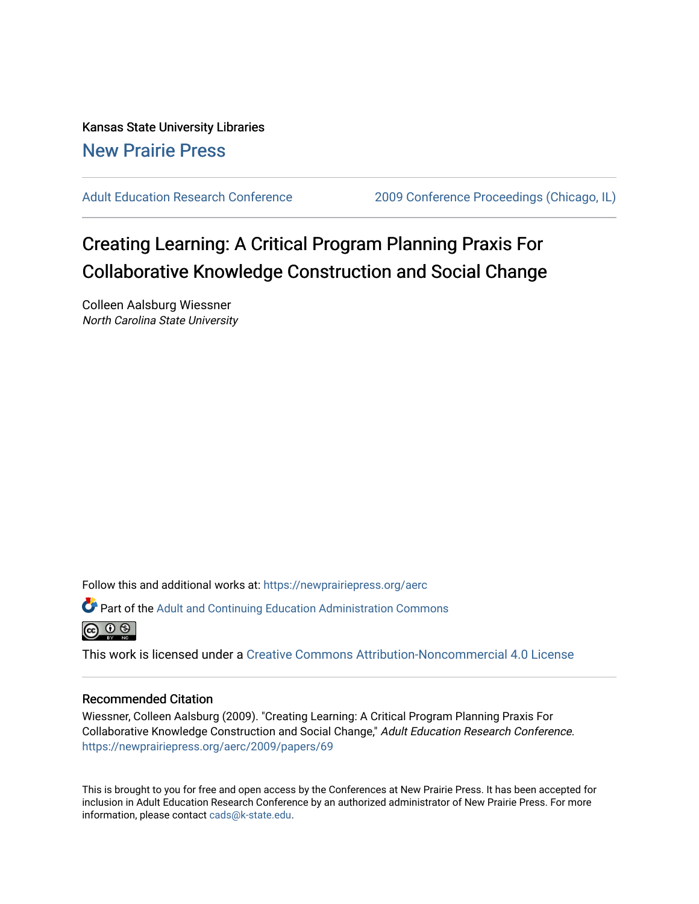Kansas State University Libraries

New Prairie Press

Adult Education Research Conference | 2009 Conference Proceedings (Chicago, IL)

# Creating Learning: A Critical Program Planning Praxis For Collaborative Knowledge Construction and Social Change

Colleen Aalsburg Wiessner

*North Carolina State University*

Follow this and additional works at: https://newprairiepress.org/aerc

Part of the Adult and Continuing Education Administration Commons

This work is licensed under a Creative Commons Attribution-Noncommercial 4.0 License

## Recommended Citation

Wiessner, Colleen Aalsburg (2009). "Creating Learning: A Critical Program Planning Praxis For Collaborative Knowledge Construction and Social Change," *Adult Education Research Conference*. https://newprairiepress.org/aerc/2009/papers/69

This is brought to you for free and open access by the Conferences at New Prairie Press. It has been accepted for inclusion in Adult Education Research Conference by an authorized administrator of New Prairie Press. For more information, please contact cads@k-state.edu.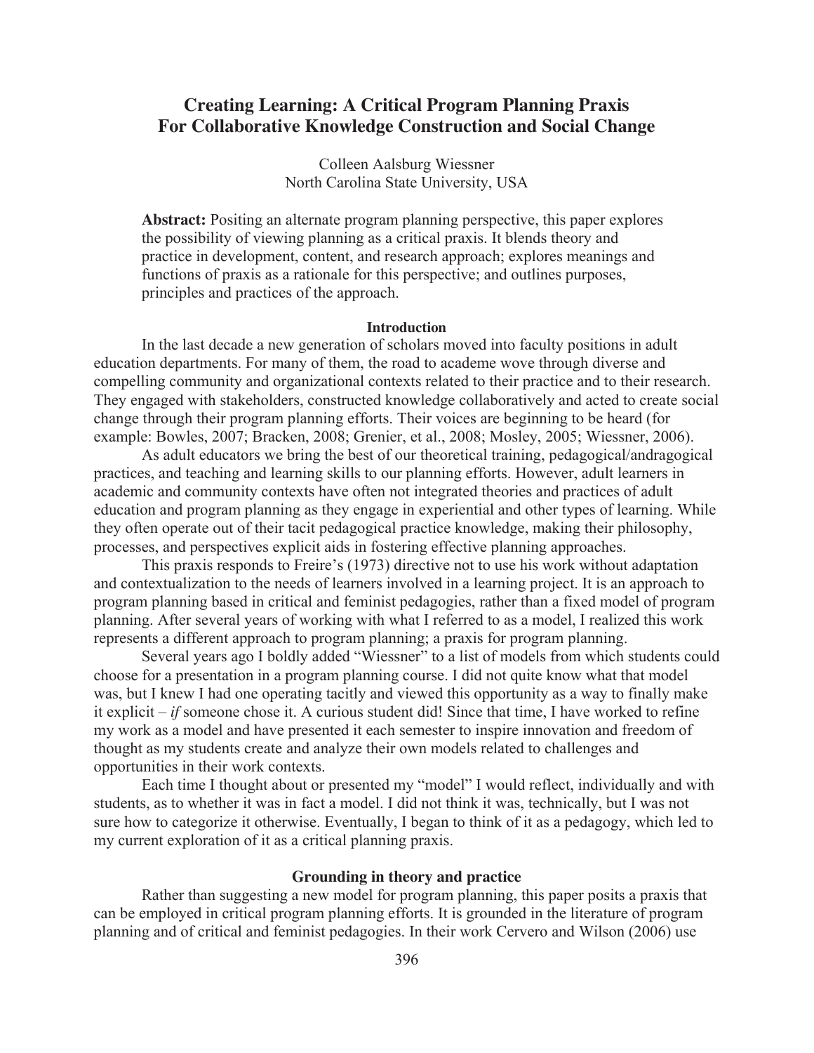# Creating Learning: A Critical Program Planning Praxis For Collaborative Knowledge Construction and Social Change

Colleen Aalsburg Wiessner
North Carolina State University, USA

**Abstract:** Positing an alternate program planning perspective, this paper explores the possibility of viewing planning as a critical praxis. It blends theory and practice in development, content, and research approach; explores meanings and functions of praxis as a rationale for this perspective; and outlines purposes, principles and practices of the approach.

## Introduction

In the last decade a new generation of scholars moved into faculty positions in adult education departments. For many of them, the road to academe wove through diverse and compelling community and organizational contexts related to their practice and to their research. They engaged with stakeholders, constructed knowledge collaboratively and acted to create social change through their program planning efforts. Their voices are beginning to be heard (for example: Bowles, 2007; Bracken, 2008; Grenier, et al., 2008; Mosley, 2005; Wiessner, 2006).

As adult educators we bring the best of our theoretical training, pedagogical/andragogical practices, and teaching and learning skills to our planning efforts. However, adult learners in academic and community contexts have often not integrated theories and practices of adult education and program planning as they engage in experiential and other types of learning. While they often operate out of their tacit pedagogical practice knowledge, making their philosophy, processes, and perspectives explicit aids in fostering effective planning approaches.

This praxis responds to Freire's (1973) directive not to use his work without adaptation and contextualization to the needs of learners involved in a learning project. It is an approach to program planning based in critical and feminist pedagogies, rather than a fixed model of program planning. After several years of working with what I referred to as a model, I realized this work represents a different approach to program planning; a praxis for program planning.

Several years ago I boldly added "Wiessner" to a list of models from which students could choose for a presentation in a program planning course. I did not quite know what that model was, but I knew I had one operating tacitly and viewed this opportunity as a way to finally make it explicit – *if* someone chose it. A curious student did! Since that time, I have worked to refine my work as a model and have presented it each semester to inspire innovation and freedom of thought as my students create and analyze their own models related to challenges and opportunities in their work contexts.

Each time I thought about or presented my "model" I would reflect, individually and with students, as to whether it was in fact a model. I did not think it was, technically, but I was not sure how to categorize it otherwise. Eventually, I began to think of it as a pedagogy, which led to my current exploration of it as a critical planning praxis.

## Grounding in theory and practice

Rather than suggesting a new model for program planning, this paper posits a praxis that can be employed in critical program planning efforts. It is grounded in the literature of program planning and of critical and feminist pedagogies. In their work Cervero and Wilson (2006) use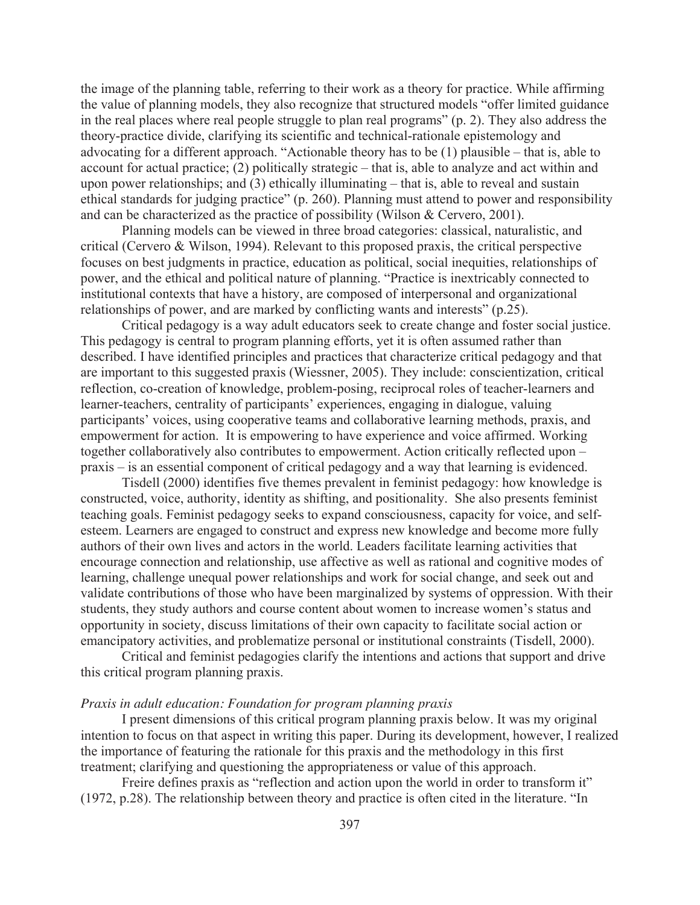the image of the planning table, referring to their work as a theory for practice. While affirming the value of planning models, they also recognize that structured models "offer limited guidance in the real places where real people struggle to plan real programs" (p. 2). They also address the theory-practice divide, clarifying its scientific and technical-rationale epistemology and advocating for a different approach. "Actionable theory has to be (1) plausible – that is, able to account for actual practice; (2) politically strategic – that is, able to analyze and act within and upon power relationships; and (3) ethically illuminating – that is, able to reveal and sustain ethical standards for judging practice" (p. 260). Planning must attend to power and responsibility and can be characterized as the practice of possibility (Wilson & Cervero, 2001).

Planning models can be viewed in three broad categories: classical, naturalistic, and critical (Cervero & Wilson, 1994). Relevant to this proposed praxis, the critical perspective focuses on best judgments in practice, education as political, social inequities, relationships of power, and the ethical and political nature of planning. "Practice is inextricably connected to institutional contexts that have a history, are composed of interpersonal and organizational relationships of power, and are marked by conflicting wants and interests" (p.25).

Critical pedagogy is a way adult educators seek to create change and foster social justice. This pedagogy is central to program planning efforts, yet it is often assumed rather than described. I have identified principles and practices that characterize critical pedagogy and that are important to this suggested praxis (Wiessner, 2005). They include: conscientization, critical reflection, co-creation of knowledge, problem-posing, reciprocal roles of teacher-learners and learner-teachers, centrality of participants' experiences, engaging in dialogue, valuing participants' voices, using cooperative teams and collaborative learning methods, praxis, and empowerment for action. It is empowering to have experience and voice affirmed. Working together collaboratively also contributes to empowerment. Action critically reflected upon – praxis – is an essential component of critical pedagogy and a way that learning is evidenced.

Tisdell (2000) identifies five themes prevalent in feminist pedagogy: how knowledge is constructed, voice, authority, identity as shifting, and positionality. She also presents feminist teaching goals. Feminist pedagogy seeks to expand consciousness, capacity for voice, and self-esteem. Learners are engaged to construct and express new knowledge and become more fully authors of their own lives and actors in the world. Leaders facilitate learning activities that encourage connection and relationship, use affective as well as rational and cognitive modes of learning, challenge unequal power relationships and work for social change, and seek out and validate contributions of those who have been marginalized by systems of oppression. With their students, they study authors and course content about women to increase women's status and opportunity in society, discuss limitations of their own capacity to facilitate social action or emancipatory activities, and problematize personal or institutional constraints (Tisdell, 2000).

Critical and feminist pedagogies clarify the intentions and actions that support and drive this critical program planning praxis.

*Praxis in adult education: Foundation for program planning praxis*

I present dimensions of this critical program planning praxis below. It was my original intention to focus on that aspect in writing this paper. During its development, however, I realized the importance of featuring the rationale for this praxis and the methodology in this first treatment; clarifying and questioning the appropriateness or value of this approach.

Freire defines praxis as "reflection and action upon the world in order to transform it" (1972, p.28). The relationship between theory and practice is often cited in the literature. "In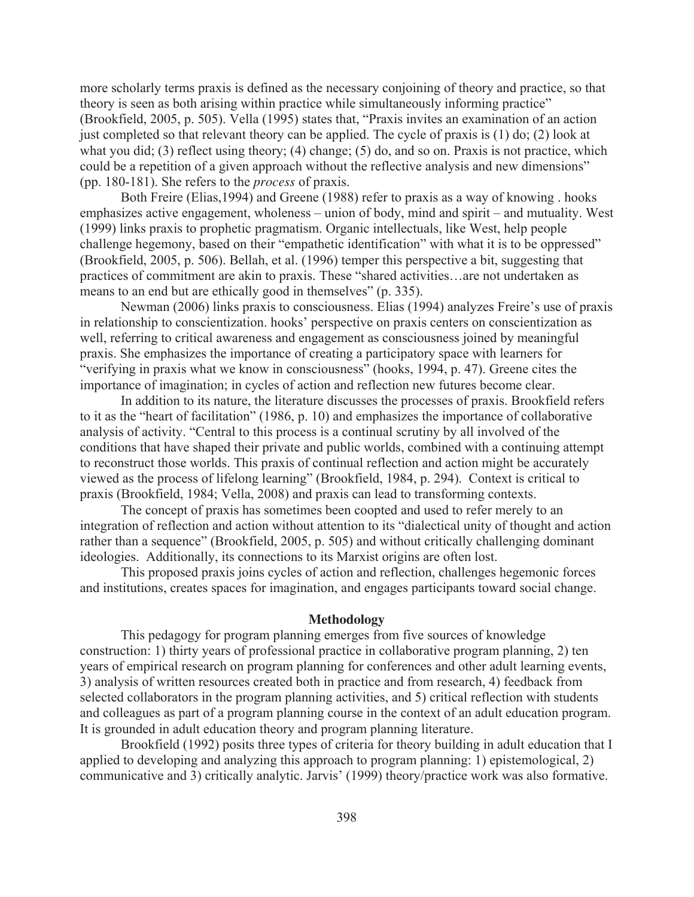more scholarly terms praxis is defined as the necessary conjoining of theory and practice, so that theory is seen as both arising within practice while simultaneously informing practice" (Brookfield, 2005, p. 505). Vella (1995) states that, "Praxis invites an examination of an action just completed so that relevant theory can be applied. The cycle of praxis is (1) do; (2) look at what you did; (3) reflect using theory; (4) change; (5) do, and so on. Praxis is not practice, which could be a repetition of a given approach without the reflective analysis and new dimensions" (pp. 180-181). She refers to the *process* of praxis.

Both Freire (Elias,1994) and Greene (1988) refer to praxis as a way of knowing . hooks emphasizes active engagement, wholeness – union of body, mind and spirit – and mutuality. West (1999) links praxis to prophetic pragmatism. Organic intellectuals, like West, help people challenge hegemony, based on their "empathetic identification" with what it is to be oppressed" (Brookfield, 2005, p. 506). Bellah, et al. (1996) temper this perspective a bit, suggesting that practices of commitment are akin to praxis. These "shared activities…are not undertaken as means to an end but are ethically good in themselves" (p. 335).

Newman (2006) links praxis to consciousness. Elias (1994) analyzes Freire's use of praxis in relationship to conscientization. hooks' perspective on praxis centers on conscientization as well, referring to critical awareness and engagement as consciousness joined by meaningful praxis. She emphasizes the importance of creating a participatory space with learners for "verifying in praxis what we know in consciousness" (hooks, 1994, p. 47). Greene cites the importance of imagination; in cycles of action and reflection new futures become clear.

In addition to its nature, the literature discusses the processes of praxis. Brookfield refers to it as the "heart of facilitation" (1986, p. 10) and emphasizes the importance of collaborative analysis of activity. "Central to this process is a continual scrutiny by all involved of the conditions that have shaped their private and public worlds, combined with a continuing attempt to reconstruct those worlds. This praxis of continual reflection and action might be accurately viewed as the process of lifelong learning" (Brookfield, 1984, p. 294). Context is critical to praxis (Brookfield, 1984; Vella, 2008) and praxis can lead to transforming contexts.

The concept of praxis has sometimes been coopted and used to refer merely to an integration of reflection and action without attention to its "dialectical unity of thought and action rather than a sequence" (Brookfield, 2005, p. 505) and without critically challenging dominant ideologies. Additionally, its connections to its Marxist origins are often lost.

This proposed praxis joins cycles of action and reflection, challenges hegemonic forces and institutions, creates spaces for imagination, and engages participants toward social change.

## Methodology

This pedagogy for program planning emerges from five sources of knowledge construction: 1) thirty years of professional practice in collaborative program planning, 2) ten years of empirical research on program planning for conferences and other adult learning events, 3) analysis of written resources created both in practice and from research, 4) feedback from selected collaborators in the program planning activities, and 5) critical reflection with students and colleagues as part of a program planning course in the context of an adult education program. It is grounded in adult education theory and program planning literature.

Brookfield (1992) posits three types of criteria for theory building in adult education that I applied to developing and analyzing this approach to program planning: 1) epistemological, 2) communicative and 3) critically analytic. Jarvis' (1999) theory/practice work was also formative.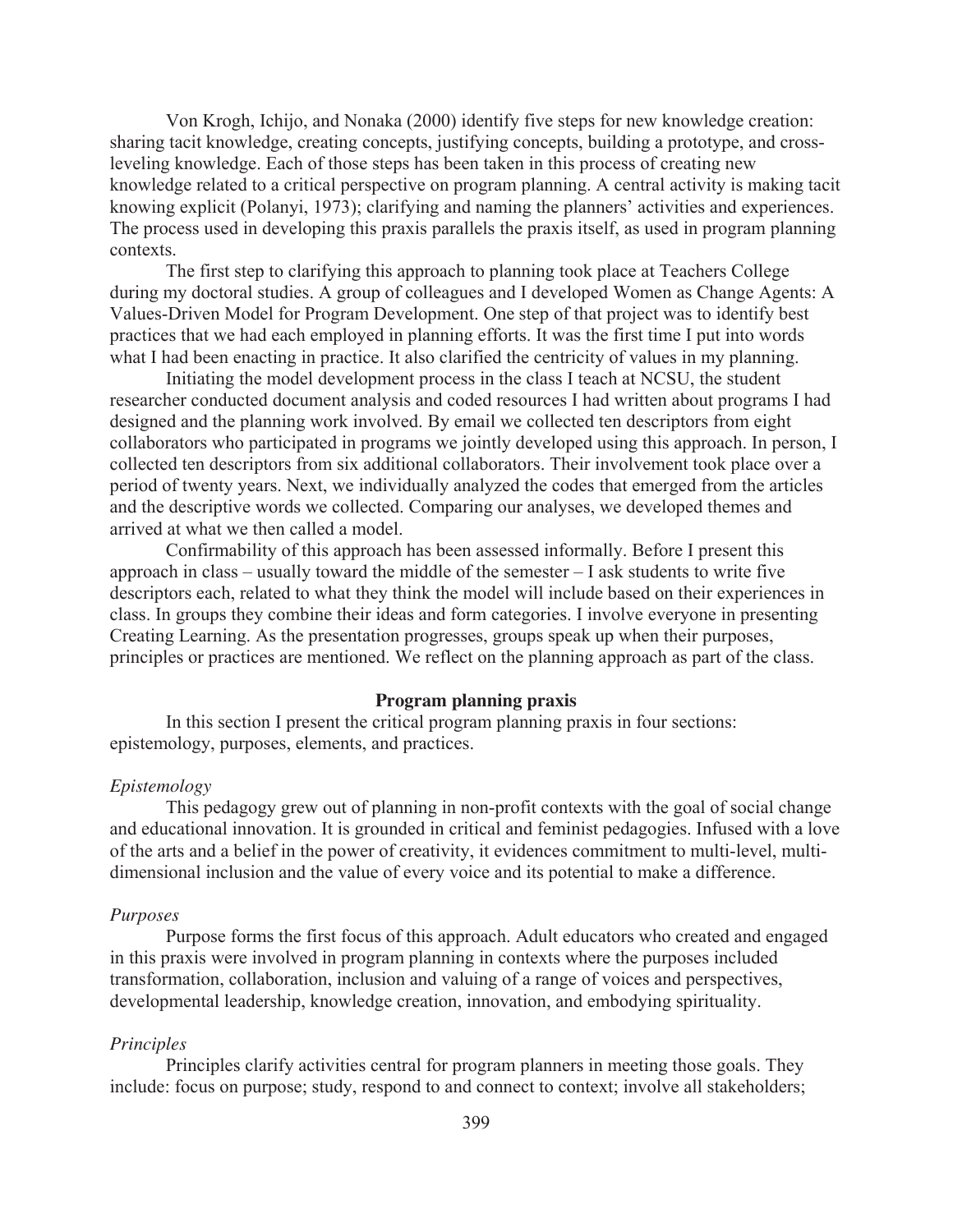Von Krogh, Ichijo, and Nonaka (2000) identify five steps for new knowledge creation: sharing tacit knowledge, creating concepts, justifying concepts, building a prototype, and cross-leveling knowledge. Each of those steps has been taken in this process of creating new knowledge related to a critical perspective on program planning. A central activity is making tacit knowing explicit (Polanyi, 1973); clarifying and naming the planners' activities and experiences. The process used in developing this praxis parallels the praxis itself, as used in program planning contexts.

The first step to clarifying this approach to planning took place at Teachers College during my doctoral studies. A group of colleagues and I developed Women as Change Agents: A Values-Driven Model for Program Development. One step of that project was to identify best practices that we had each employed in planning efforts. It was the first time I put into words what I had been enacting in practice. It also clarified the centricity of values in my planning.

Initiating the model development process in the class I teach at NCSU, the student researcher conducted document analysis and coded resources I had written about programs I had designed and the planning work involved. By email we collected ten descriptors from eight collaborators who participated in programs we jointly developed using this approach. In person, I collected ten descriptors from six additional collaborators. Their involvement took place over a period of twenty years. Next, we individually analyzed the codes that emerged from the articles and the descriptive words we collected. Comparing our analyses, we developed themes and arrived at what we then called a model.

Confirmability of this approach has been assessed informally. Before I present this approach in class – usually toward the middle of the semester – I ask students to write five descriptors each, related to what they think the model will include based on their experiences in class. In groups they combine their ideas and form categories. I involve everyone in presenting Creating Learning. As the presentation progresses, groups speak up when their purposes, principles or practices are mentioned. We reflect on the planning approach as part of the class.

## Program planning praxis

In this section I present the critical program planning praxis in four sections: epistemology, purposes, elements, and practices.

### *Epistemology*

This pedagogy grew out of planning in non-profit contexts with the goal of social change and educational innovation. It is grounded in critical and feminist pedagogies. Infused with a love of the arts and a belief in the power of creativity, it evidences commitment to multi-level, multi-dimensional inclusion and the value of every voice and its potential to make a difference.

### *Purposes*

Purpose forms the first focus of this approach. Adult educators who created and engaged in this praxis were involved in program planning in contexts where the purposes included transformation, collaboration, inclusion and valuing of a range of voices and perspectives, developmental leadership, knowledge creation, innovation, and embodying spirituality.

### *Principles*

Principles clarify activities central for program planners in meeting those goals. They include: focus on purpose; study, respond to and connect to context; involve all stakeholders;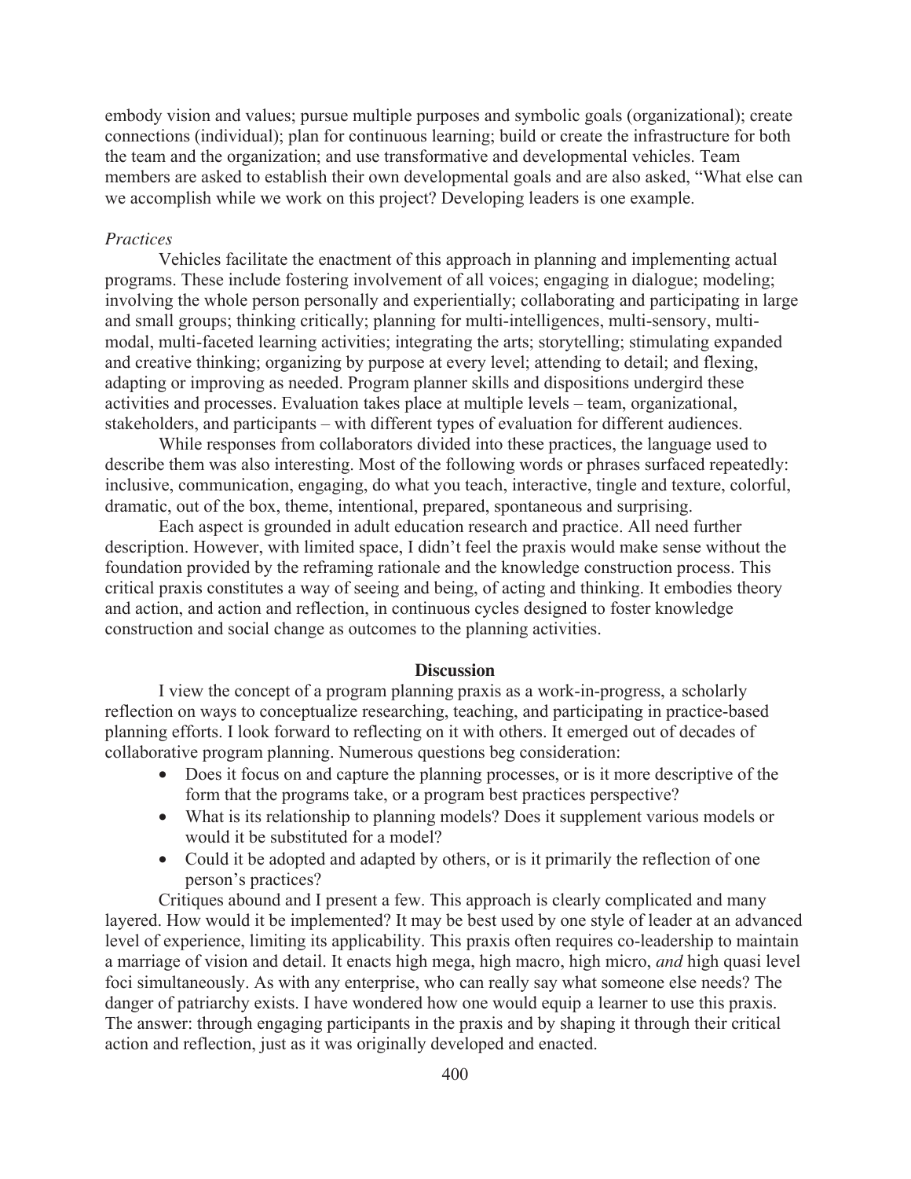embody vision and values; pursue multiple purposes and symbolic goals (organizational); create connections (individual); plan for continuous learning; build or create the infrastructure for both the team and the organization; and use transformative and developmental vehicles. Team members are asked to establish their own developmental goals and are also asked, "What else can we accomplish while we work on this project? Developing leaders is one example.

*Practices*

Vehicles facilitate the enactment of this approach in planning and implementing actual programs. These include fostering involvement of all voices; engaging in dialogue; modeling; involving the whole person personally and experientially; collaborating and participating in large and small groups; thinking critically; planning for multi-intelligences, multi-sensory, multi-modal, multi-faceted learning activities; integrating the arts; storytelling; stimulating expanded and creative thinking; organizing by purpose at every level; attending to detail; and flexing, adapting or improving as needed. Program planner skills and dispositions undergird these activities and processes. Evaluation takes place at multiple levels – team, organizational, stakeholders, and participants – with different types of evaluation for different audiences.

While responses from collaborators divided into these practices, the language used to describe them was also interesting. Most of the following words or phrases surfaced repeatedly: inclusive, communication, engaging, do what you teach, interactive, tingle and texture, colorful, dramatic, out of the box, theme, intentional, prepared, spontaneous and surprising.

Each aspect is grounded in adult education research and practice. All need further description. However, with limited space, I didn't feel the praxis would make sense without the foundation provided by the reframing rationale and the knowledge construction process. This critical praxis constitutes a way of seeing and being, of acting and thinking. It embodies theory and action, and action and reflection, in continuous cycles designed to foster knowledge construction and social change as outcomes to the planning activities.

## Discussion

I view the concept of a program planning praxis as a work-in-progress, a scholarly reflection on ways to conceptualize researching, teaching, and participating in practice-based planning efforts. I look forward to reflecting on it with others. It emerged out of decades of collaborative program planning. Numerous questions beg consideration:

- Does it focus on and capture the planning processes, or is it more descriptive of the form that the programs take, or a program best practices perspective?
- What is its relationship to planning models? Does it supplement various models or would it be substituted for a model?
- Could it be adopted and adapted by others, or is it primarily the reflection of one person's practices?

Critiques abound and I present a few. This approach is clearly complicated and many layered. How would it be implemented? It may be best used by one style of leader at an advanced level of experience, limiting its applicability. This praxis often requires co-leadership to maintain a marriage of vision and detail. It enacts high mega, high macro, high micro, *and* high quasi level foci simultaneously. As with any enterprise, who can really say what someone else needs? The danger of patriarchy exists. I have wondered how one would equip a learner to use this praxis. The answer: through engaging participants in the praxis and by shaping it through their critical action and reflection, just as it was originally developed and enacted.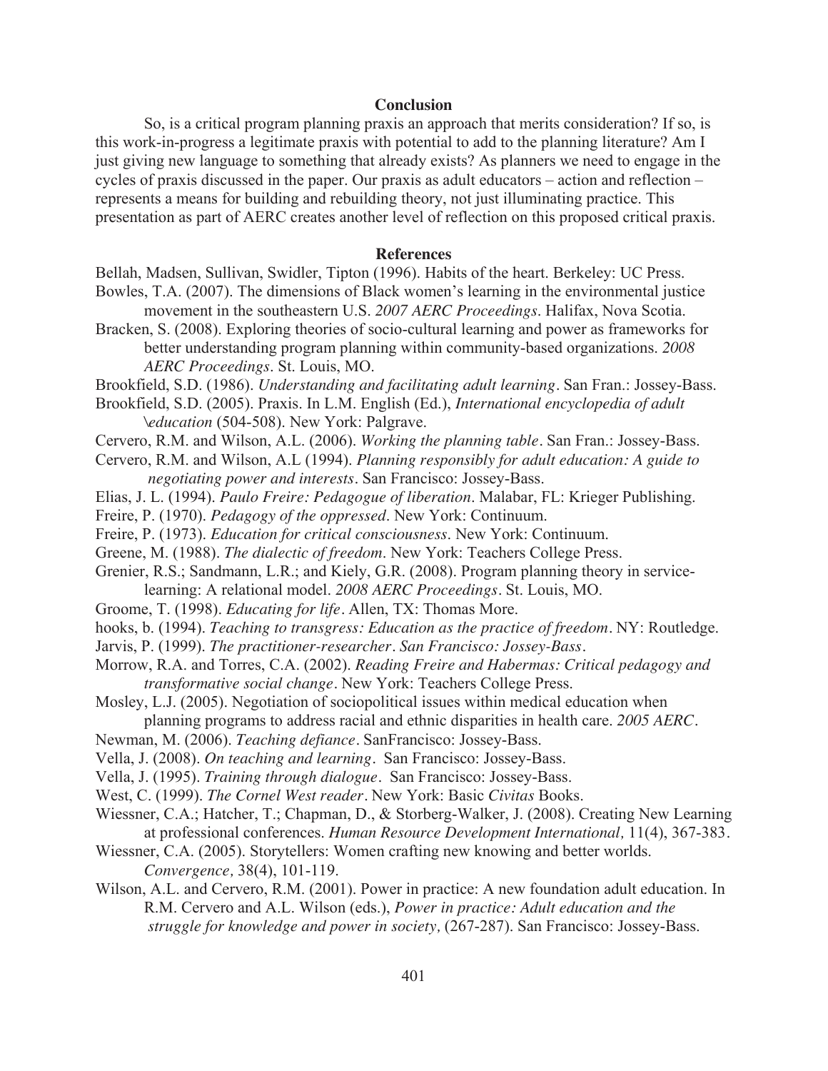## Conclusion

So, is a critical program planning praxis an approach that merits consideration? If so, is this work-in-progress a legitimate praxis with potential to add to the planning literature? Am I just giving new language to something that already exists? As planners we need to engage in the cycles of praxis discussed in the paper. Our praxis as adult educators – action and reflection – represents a means for building and rebuilding theory, not just illuminating practice. This presentation as part of AERC creates another level of reflection on this proposed critical praxis.

## References

Bellah, Madsen, Sullivan, Swidler, Tipton (1996). Habits of the heart. Berkeley: UC Press.

Bowles, T.A. (2007). The dimensions of Black women's learning in the environmental justice movement in the southeastern U.S. *2007 AERC Proceedings*. Halifax, Nova Scotia.

Bracken, S. (2008). Exploring theories of socio-cultural learning and power as frameworks for better understanding program planning within community-based organizations. *2008 AERC Proceedings*. St. Louis, MO.

Brookfield, S.D. (1986). *Understanding and facilitating adult learning*. San Fran.: Jossey-Bass.

Brookfield, S.D. (2005). Praxis. In L.M. English (Ed.), *International encyclopedia of adult \education* (504-508). New York: Palgrave.

Cervero, R.M. and Wilson, A.L. (2006). *Working the planning table*. San Fran.: Jossey-Bass.

Cervero, R.M. and Wilson, A.L (1994). *Planning responsibly for adult education: A guide to negotiating power and interests*. San Francisco: Jossey-Bass.

Elias, J. L. (1994). *Paulo Freire: Pedagogue of liberation*. Malabar, FL: Krieger Publishing.

Freire, P. (1970). *Pedagogy of the oppressed*. New York: Continuum.

Freire, P. (1973). *Education for critical consciousness*. New York: Continuum.

Greene, M. (1988). *The dialectic of freedom*. New York: Teachers College Press.

Grenier, R.S.; Sandmann, L.R.; and Kiely, G.R. (2008). Program planning theory in service-learning: A relational model. *2008 AERC Proceedings*. St. Louis, MO.

Groome, T. (1998). *Educating for life*. Allen, TX: Thomas More.

hooks, b. (1994). *Teaching to transgress: Education as the practice of freedom*. NY: Routledge.

Jarvis, P. (1999). *The practitioner-researcher*. *San Francisco: Jossey-Bass*.

Morrow, R.A. and Torres, C.A. (2002). *Reading Freire and Habermas: Critical pedagogy and transformative social change*. New York: Teachers College Press.

Mosley, L.J. (2005). Negotiation of sociopolitical issues within medical education when planning programs to address racial and ethnic disparities in health care. *2005 AERC*.

Newman, M. (2006). *Teaching defiance*. SanFrancisco: Jossey-Bass.

Vella, J. (2008). *On teaching and learning*. San Francisco: Jossey-Bass.

Vella, J. (1995). *Training through dialogue*. San Francisco: Jossey-Bass.

West, C. (1999). *The Cornel West reader*. New York: Basic *Civitas* Books.

Wiessner, C.A.; Hatcher, T.; Chapman, D., & Storberg-Walker, J. (2008). Creating New Learning at professional conferences. *Human Resource Development International,* 11(4), 367-383.

Wiessner, C.A. (2005). Storytellers: Women crafting new knowing and better worlds. *Convergence,* 38(4), 101-119.

Wilson, A.L. and Cervero, R.M. (2001). Power in practice: A new foundation adult education. In R.M. Cervero and A.L. Wilson (eds.), *Power in practice: Adult education and the struggle for knowledge and power in society,* (267-287). San Francisco: Jossey-Bass.